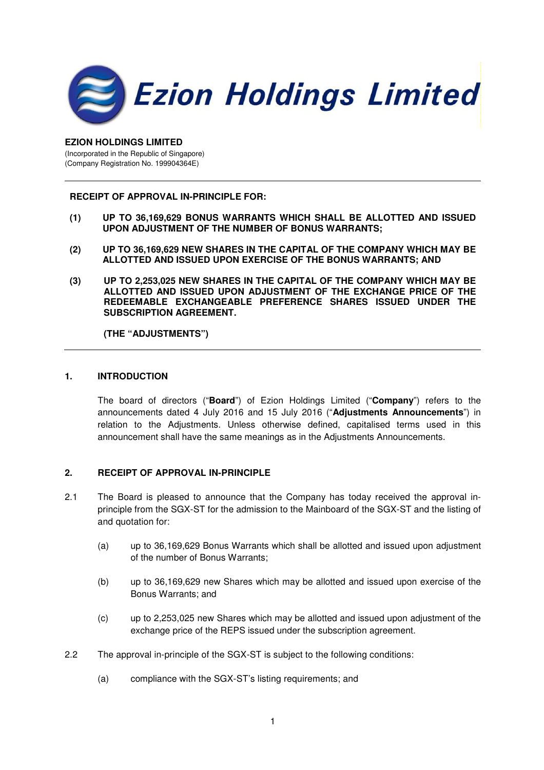Ezion Holdings Limited

**EZION HOLDINGS LIMITED**
(Incorporated in the Republic of Singapore)
(Company Registration No. 199904364E)

---

**RECEIPT OF APPROVAL IN-PRINCIPLE FOR:**

**(1) UP TO 36,169,629 BONUS WARRANTS WHICH SHALL BE ALLOTTED AND ISSUED UPON ADJUSTMENT OF THE NUMBER OF BONUS WARRANTS;**

**(2) UP TO 36,169,629 NEW SHARES IN THE CAPITAL OF THE COMPANY WHICH MAY BE ALLOTTED AND ISSUED UPON EXERCISE OF THE BONUS WARRANTS; AND**

**(3) UP TO 2,253,025 NEW SHARES IN THE CAPITAL OF THE COMPANY WHICH MAY BE ALLOTTED AND ISSUED UPON ADJUSTMENT OF THE EXCHANGE PRICE OF THE REDEEMABLE EXCHANGEABLE PREFERENCE SHARES ISSUED UNDER THE SUBSCRIPTION AGREEMENT.**

**(THE "ADJUSTMENTS")**

---

## 1. INTRODUCTION

The board of directors ("**Board**") of Ezion Holdings Limited ("**Company**") refers to the announcements dated 4 July 2016 and 15 July 2016 ("**Adjustments Announcements**") in relation to the Adjustments. Unless otherwise defined, capitalised terms used in this announcement shall have the same meanings as in the Adjustments Announcements.

## 2. RECEIPT OF APPROVAL IN-PRINCIPLE

2.1 The Board is pleased to announce that the Company has today received the approval in-principle from the SGX-ST for the admission to the Mainboard of the SGX-ST and the listing of and quotation for:

(a) up to 36,169,629 Bonus Warrants which shall be allotted and issued upon adjustment of the number of Bonus Warrants;

(b) up to 36,169,629 new Shares which may be allotted and issued upon exercise of the Bonus Warrants; and

(c) up to 2,253,025 new Shares which may be allotted and issued upon adjustment of the exchange price of the REPS issued under the subscription agreement.

2.2 The approval in-principle of the SGX-ST is subject to the following conditions:

(a) compliance with the SGX-ST's listing requirements; and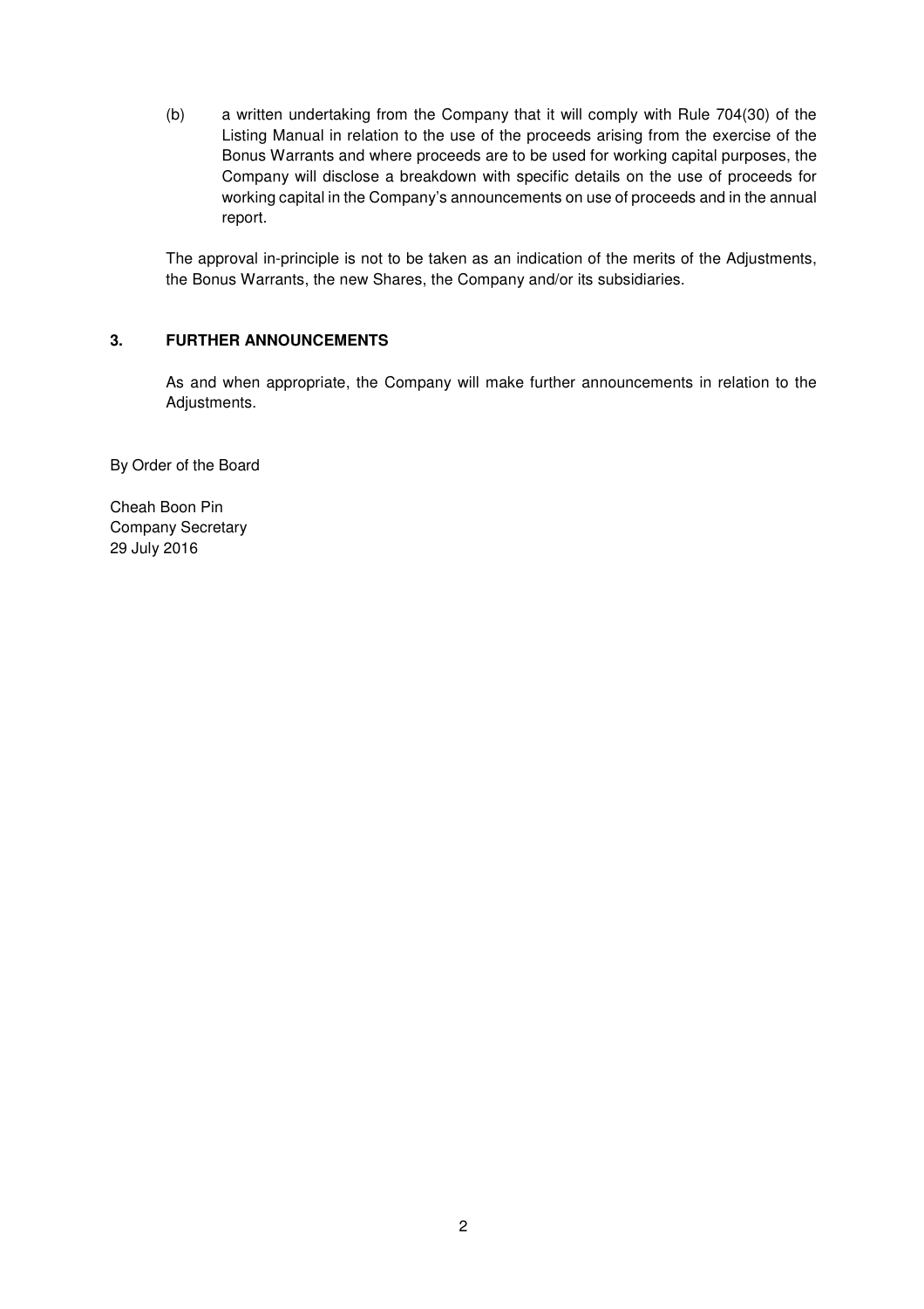(b) a written undertaking from the Company that it will comply with Rule 704(30) of the Listing Manual in relation to the use of the proceeds arising from the exercise of the Bonus Warrants and where proceeds are to be used for working capital purposes, the Company will disclose a breakdown with specific details on the use of proceeds for working capital in the Company's announcements on use of proceeds and in the annual report.

The approval in-principle is not to be taken as an indication of the merits of the Adjustments, the Bonus Warrants, the new Shares, the Company and/or its subsidiaries.

**3. FURTHER ANNOUNCEMENTS**

As and when appropriate, the Company will make further announcements in relation to the Adjustments.

By Order of the Board

Cheah Boon Pin
Company Secretary
29 July 2016